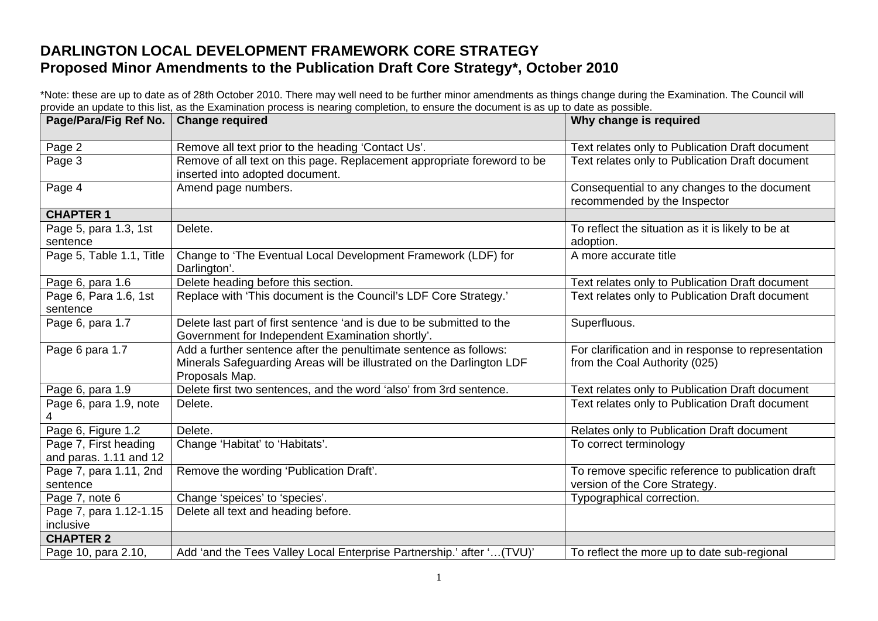# DARLINGTON LOCAL DEVELOPMENT FRAMEWORK CORE STRATEGY
## Proposed Minor Amendments to the Publication Draft Core Strategy*, October 2010

*Note: these are up to date as of 28th October 2010. There may well need to be further minor amendments as things change during the Examination. The Council will provide an update to this list, as the Examination process is nearing completion, to ensure the document is as up to date as possible.

| Page/Para/Fig Ref No. | Change required | Why change is required |
|---|---|---|
| Page 2 | Remove all text prior to the heading 'Contact Us'. | Text relates only to Publication Draft document |
| Page 3 | Remove of all text on this page. Replacement appropriate foreword to be inserted into adopted document. | Text relates only to Publication Draft document |
| Page 4 | Amend page numbers. | Consequential to any changes to the document recommended by the Inspector |
| **CHAPTER 1** | | |
| Page 5, para 1.3, 1st sentence | Delete. | To reflect the situation as it is likely to be at adoption. |
| Page 5, Table 1.1, Title | Change to 'The Eventual Local Development Framework (LDF) for Darlington'. | A more accurate title |
| Page 6, para 1.6 | Delete heading before this section. | Text relates only to Publication Draft document |
| Page 6, Para 1.6, 1st sentence | Replace with 'This document is the Council's LDF Core Strategy.' | Text relates only to Publication Draft document |
| Page 6, para 1.7 | Delete last part of first sentence 'and is due to be submitted to the Government for Independent Examination shortly'. | Superfluous. |
| Page 6 para 1.7 | Add a further sentence after the penultimate sentence as follows: Minerals Safeguarding Areas will be illustrated on the Darlington LDF Proposals Map. | For clarification and in response to representation from the Coal Authority (025) |
| Page 6, para 1.9 | Delete first two sentences, and the word 'also' from 3rd sentence. | Text relates only to Publication Draft document |
| Page 6, para 1.9, note 4 | Delete. | Text relates only to Publication Draft document |
| Page 6, Figure 1.2 | Delete. | Relates only to Publication Draft document |
| Page 7, First heading and paras. 1.11 and 12 | Change 'Habitat' to 'Habitats'. | To correct terminology |
| Page 7, para 1.11, 2nd sentence | Remove the wording 'Publication Draft'. | To remove specific reference to publication draft version of the Core Strategy. |
| Page 7, note 6 | Change 'speices' to 'species'. | Typographical correction. |
| Page 7, para 1.12-1.15 inclusive | Delete all text and heading before. | |
| **CHAPTER 2** | | |
| Page 10, para 2.10, | Add 'and the Tees Valley Local Enterprise Partnership.' after '…(TVU)' | To reflect the more up to date sub-regional |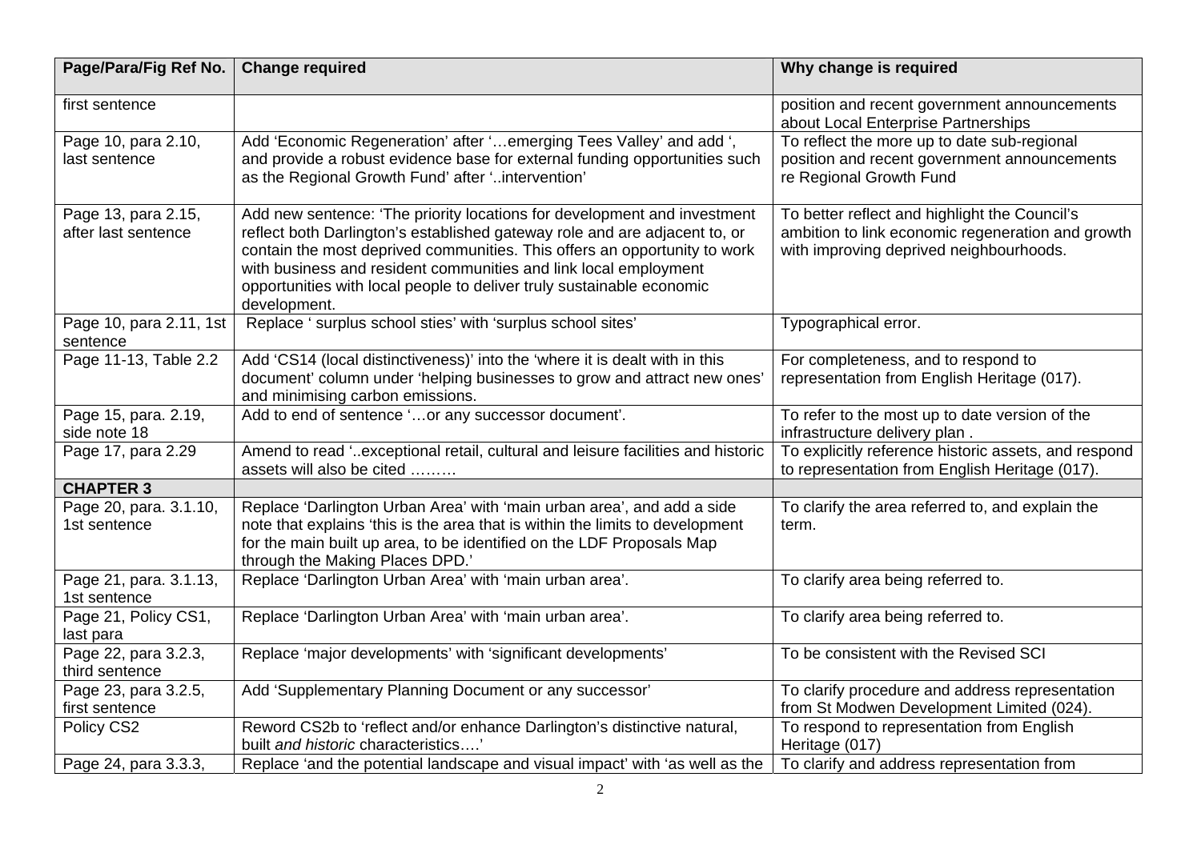| Page/Para/Fig Ref No. | Change required | Why change is required |
|---|---|---|
| first sentence | | position and recent government announcements about Local Enterprise Partnerships |
| Page 10, para 2.10, last sentence | Add 'Economic Regeneration' after '…emerging Tees Valley' and add ', and provide a robust evidence base for external funding opportunities such as the Regional Growth Fund' after '..intervention' | To reflect the more up to date sub-regional position and recent government announcements re Regional Growth Fund |
| Page 13, para 2.15, after last sentence | Add new sentence: 'The priority locations for development and investment reflect both Darlington's established gateway role and are adjacent to, or contain the most deprived communities. This offers an opportunity to work with business and resident communities and link local employment opportunities with local people to deliver truly sustainable economic development. | To better reflect and highlight the Council's ambition to link economic regeneration and growth with improving deprived neighbourhoods. |
| Page 10, para 2.11, 1st sentence | Replace ' surplus school sties' with 'surplus school sites' | Typographical error. |
| Page 11-13, Table 2.2 | Add 'CS14 (local distinctiveness)' into the 'where it is dealt with in this document' column under 'helping businesses to grow and attract new ones' and minimising carbon emissions. | For completeness, and to respond to representation from English Heritage (017). |
| Page 15, para. 2.19, side note 18 | Add to end of sentence '…or any successor document'. | To refer to the most up to date version of the infrastructure delivery plan . |
| Page 17, para 2.29 | Amend to read '..exceptional retail, cultural and leisure facilities and historic assets will also be cited ……… | To explicitly reference historic assets, and respond to representation from English Heritage (017). |
| **CHAPTER 3** | | |
| Page 20, para. 3.1.10, 1st sentence | Replace 'Darlington Urban Area' with 'main urban area', and add a side note that explains 'this is the area that is within the limits to development for the main built up area, to be identified on the LDF Proposals Map through the Making Places DPD.' | To clarify the area referred to, and explain the term. |
| Page 21, para. 3.1.13, 1st sentence | Replace 'Darlington Urban Area' with 'main urban area'. | To clarify area being referred to. |
| Page 21, Policy CS1, last para | Replace 'Darlington Urban Area' with 'main urban area'. | To clarify area being referred to. |
| Page 22, para 3.2.3, third sentence | Replace 'major developments' with 'significant developments' | To be consistent with the Revised SCI |
| Page 23, para 3.2.5, first sentence | Add 'Supplementary Planning Document or any successor' | To clarify procedure and address representation from St Modwen Development Limited (024). |
| Policy CS2 | Reword CS2b to 'reflect and/or enhance Darlington's distinctive natural, built *and historic* characteristics….' | To respond to representation from English Heritage (017) |
| Page 24, para 3.3.3, | Replace 'and the potential landscape and visual impact' with 'as well as the | To clarify and address representation from |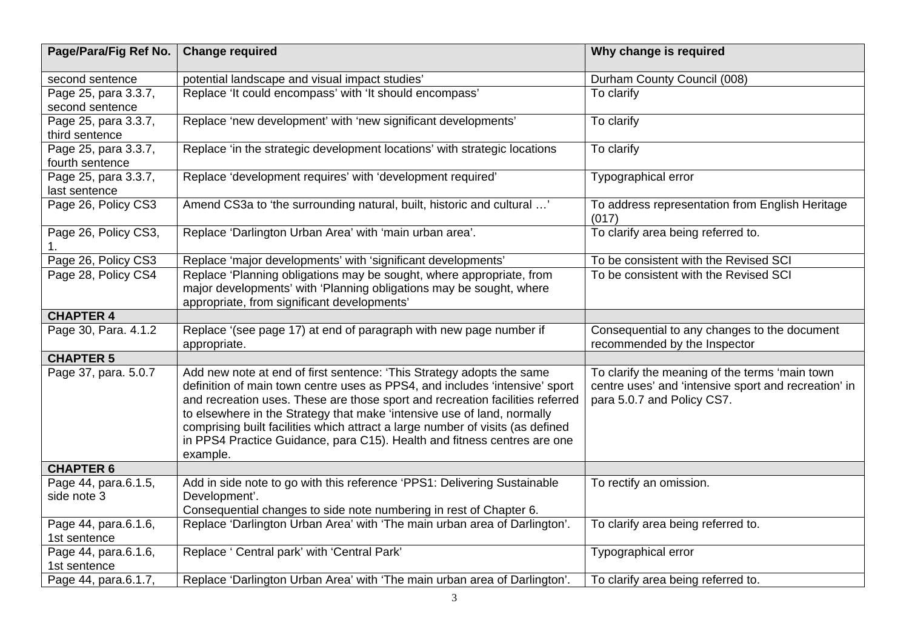| Page/Para/Fig Ref No. | Change required | Why change is required |
|---|---|---|
| second sentence | potential landscape and visual impact studies' | Durham County Council (008) |
| Page 25, para 3.3.7, second sentence | Replace 'It could encompass' with 'It should encompass' | To clarify |
| Page 25, para 3.3.7, third sentence | Replace 'new development' with 'new significant developments' | To clarify |
| Page 25, para 3.3.7, fourth sentence | Replace 'in the strategic development locations' with strategic locations | To clarify |
| Page 25, para 3.3.7, last sentence | Replace 'development requires' with 'development required' | Typographical error |
| Page 26, Policy CS3 | Amend CS3a to 'the surrounding natural, built, historic and cultural …' | To address representation from English Heritage (017) |
| Page 26, Policy CS3, 1. | Replace 'Darlington Urban Area' with 'main urban area'. | To clarify area being referred to. |
| Page 26, Policy CS3 | Replace 'major developments' with 'significant developments' | To be consistent with the Revised SCI |
| Page 28, Policy CS4 | Replace 'Planning obligations may be sought, where appropriate, from major developments' with 'Planning obligations may be sought, where appropriate, from significant developments' | To be consistent with the Revised SCI |
| **CHAPTER 4** | | |
| Page 30, Para. 4.1.2 | Replace '(see page 17) at end of paragraph with new page number if appropriate. | Consequential to any changes to the document recommended by the Inspector |
| **CHAPTER 5** | | |
| Page 37, para. 5.0.7 | Add new note at end of first sentence: 'This Strategy adopts the same definition of main town centre uses as PPS4, and includes 'intensive' sport and recreation uses. These are those sport and recreation facilities referred to elsewhere in the Strategy that make 'intensive use of land, normally comprising built facilities which attract a large number of visits (as defined in PPS4 Practice Guidance, para C15). Health and fitness centres are one example. | To clarify the meaning of the terms 'main town centre uses' and 'intensive sport and recreation' in para 5.0.7 and Policy CS7. |
| **CHAPTER 6** | | |
| Page 44, para.6.1.5, side note 3 | Add in side note to go with this reference 'PPS1: Delivering Sustainable Development'.<br>Consequential changes to side note numbering in rest of Chapter 6. | To rectify an omission. |
| Page 44, para.6.1.6, 1st sentence | Replace 'Darlington Urban Area' with 'The main urban area of Darlington'. | To clarify area being referred to. |
| Page 44, para.6.1.6, 1st sentence | Replace ' Central park' with 'Central Park' | Typographical error |
| Page 44, para.6.1.7, | Replace 'Darlington Urban Area' with 'The main urban area of Darlington'. | To clarify area being referred to. |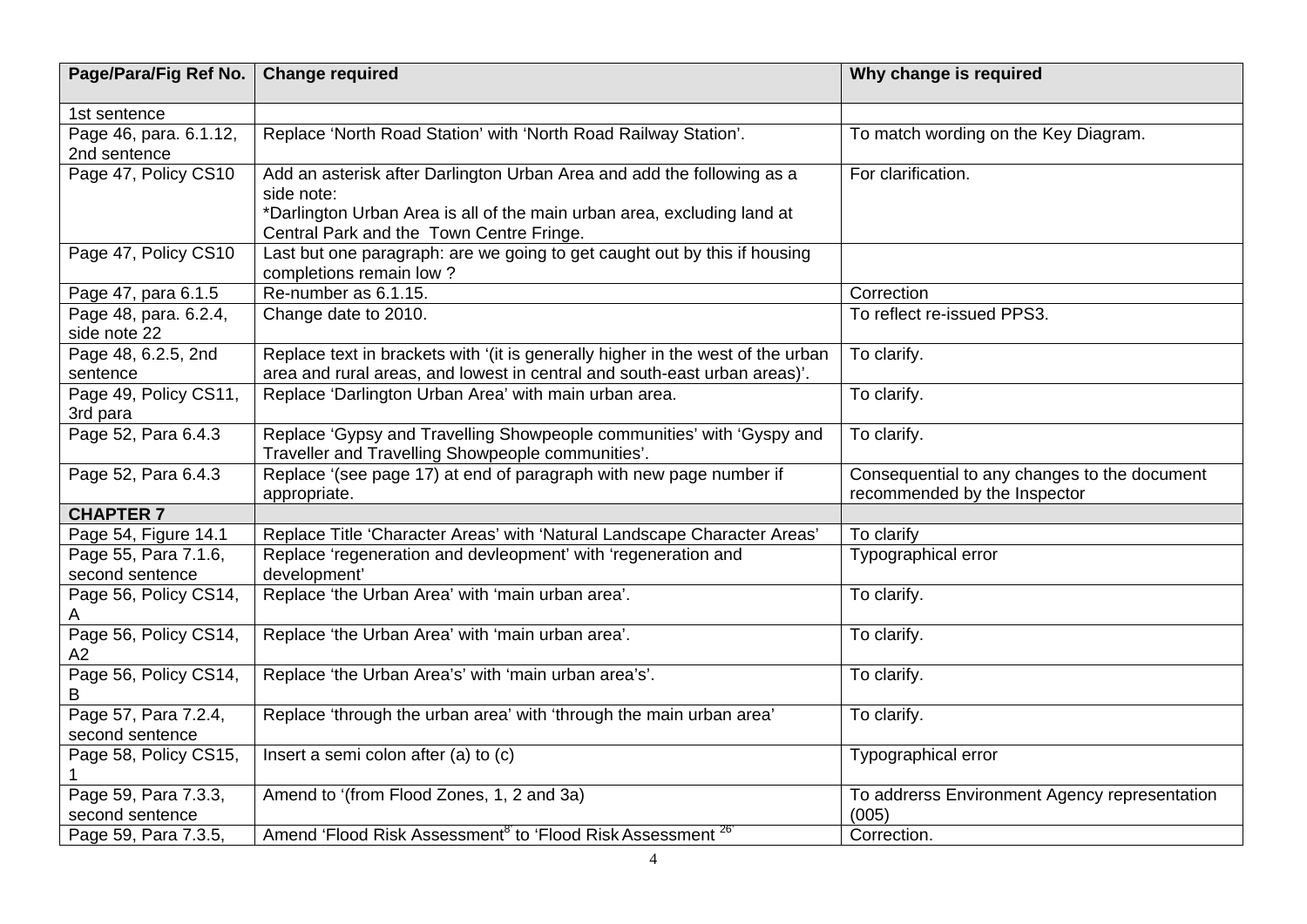| Page/Para/Fig Ref No. | Change required | Why change is required |
|---|---|---|
| 1st sentence | | |
| Page 46, para. 6.1.12, 2nd sentence | Replace 'North Road Station' with 'North Road Railway Station'. | To match wording on the Key Diagram. |
| Page 47, Policy CS10 | Add an asterisk after Darlington Urban Area and add the following as a side note:<br>*Darlington Urban Area is all of the main urban area, excluding land at Central Park and the Town Centre Fringe. | For clarification. |
| Page 47, Policy CS10 | Last but one paragraph: are we going to get caught out by this if housing completions remain low ? | |
| Page 47, para 6.1.5 | Re-number as 6.1.15. | Correction |
| Page 48, para. 6.2.4, side note 22 | Change date to 2010. | To reflect re-issued PPS3. |
| Page 48, 6.2.5, 2nd sentence | Replace text in brackets with '(it is generally higher in the west of the urban area and rural areas, and lowest in central and south-east urban areas)'. | To clarify. |
| Page 49, Policy CS11, 3rd para | Replace 'Darlington Urban Area' with main urban area. | To clarify. |
| Page 52, Para 6.4.3 | Replace 'Gypsy and Travelling Showpeople communities' with 'Gyspy and Traveller and Travelling Showpeople communities'. | To clarify. |
| Page 52, Para 6.4.3 | Replace '(see page 17) at end of paragraph with new page number if appropriate. | Consequential to any changes to the document recommended by the Inspector |
| **CHAPTER 7** | | |
| Page 54, Figure 14.1 | Replace Title 'Character Areas' with 'Natural Landscape Character Areas' | To clarify |
| Page 55, Para 7.1.6, second sentence | Replace 'regeneration and devleopment' with 'regeneration and development' | Typographical error |
| Page 56, Policy CS14, A | Replace 'the Urban Area' with 'main urban area'. | To clarify. |
| Page 56, Policy CS14, A2 | Replace 'the Urban Area' with 'main urban area'. | To clarify. |
| Page 56, Policy CS14, B | Replace 'the Urban Area's' with 'main urban area's'. | To clarify. |
| Page 57, Para 7.2.4, second sentence | Replace 'through the urban area' with 'through the main urban area' | To clarify. |
| Page 58, Policy CS15, 1 | Insert a semi colon after (a) to (c) | Typographical error |
| Page 59, Para 7.3.3, second sentence | Amend to '(from Flood Zones, 1, 2 and 3a) | To addrerss Environment Agency representation (005) |
| Page 59, Para 7.3.5, | Amend 'Flood Risk Assessment[8]' to 'Flood Risk Assessment [26]' | Correction. |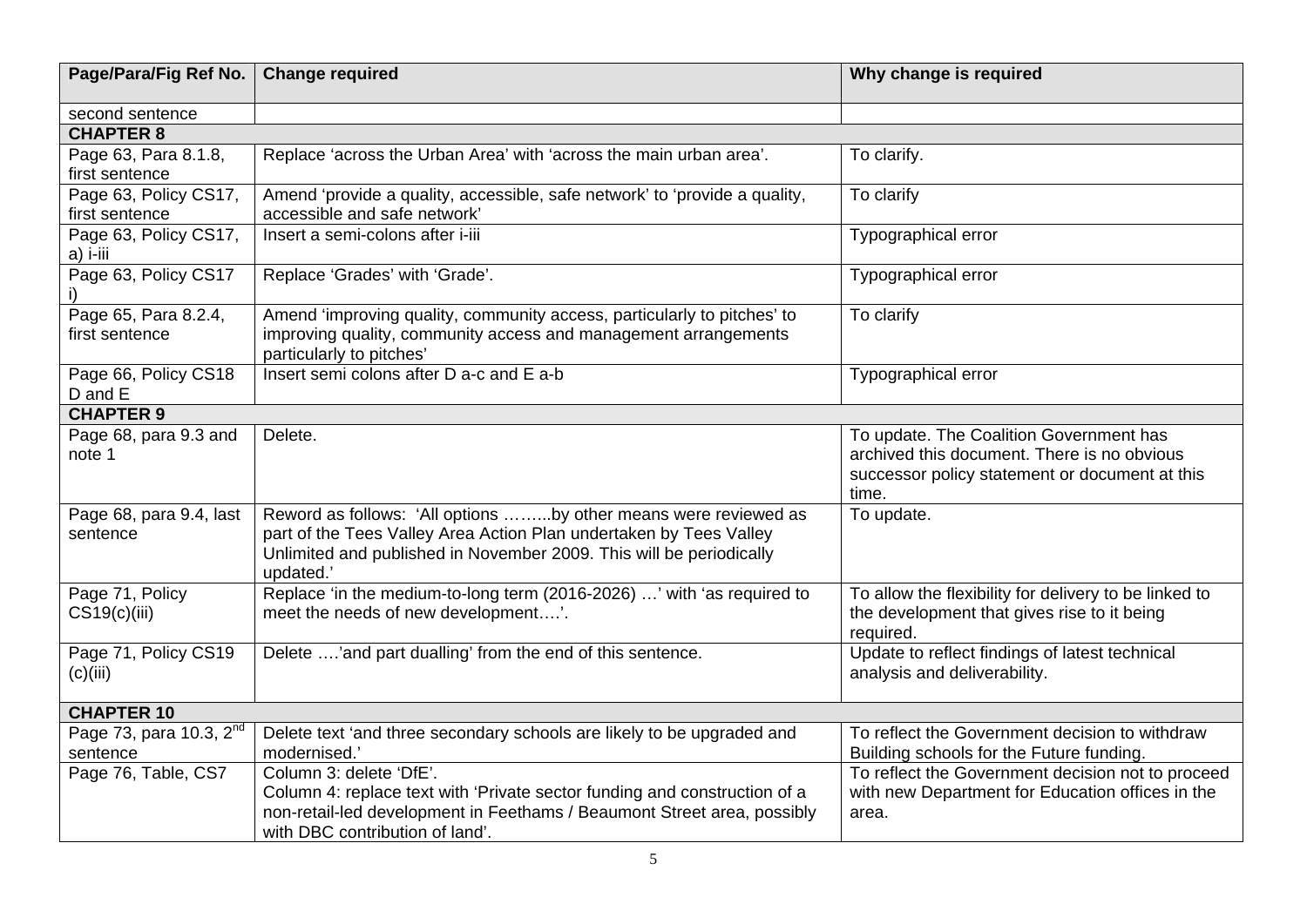| Page/Para/Fig Ref No. | Change required | Why change is required |
|---|---|---|
| second sentence | | |
| **CHAPTER 8** | | |
| Page 63, Para 8.1.8, first sentence | Replace 'across the Urban Area' with 'across the main urban area'. | To clarify. |
| Page 63, Policy CS17, first sentence | Amend 'provide a quality, accessible, safe network' to 'provide a quality, accessible and safe network' | To clarify |
| Page 63, Policy CS17, a) i-iii | Insert a semi-colons after i-iii | Typographical error |
| Page 63, Policy CS17 i) | Replace 'Grades' with 'Grade'. | Typographical error |
| Page 65, Para 8.2.4, first sentence | Amend 'improving quality, community access, particularly to pitches' to improving quality, community access and management arrangements particularly to pitches' | To clarify |
| Page 66, Policy CS18 D and E | Insert semi colons after D a-c and E a-b | Typographical error |
| **CHAPTER 9** | | |
| Page 68, para 9.3 and note 1 | Delete. | To update. The Coalition Government has archived this document. There is no obvious successor policy statement or document at this time. |
| Page 68, para 9.4, last sentence | Reword as follows: 'All options ……..by other means were reviewed as part of the Tees Valley Area Action Plan undertaken by Tees Valley Unlimited and published in November 2009. This will be periodically updated.' | To update. |
| Page 71, Policy CS19(c)(iii) | Replace 'in the medium-to-long term (2016-2026) …' with 'as required to meet the needs of new development….'. | To allow the flexibility for delivery to be linked to the development that gives rise to it being required. |
| Page 71, Policy CS19 (c)(iii) | Delete ….'and part dualling' from the end of this sentence. | Update to reflect findings of latest technical analysis and deliverability. |
| **CHAPTER 10** | | |
| Page 73, para 10.3, 2nd sentence | Delete text 'and three secondary schools are likely to be upgraded and modernised.' | To reflect the Government decision to withdraw Building schools for the Future funding. |
| Page 76, Table, CS7 | Column 3: delete 'DfE'.<br>Column 4: replace text with 'Private sector funding and construction of a non-retail-led development in Feethams / Beaumont Street area, possibly with DBC contribution of land'. | To reflect the Government decision not to proceed with new Department for Education offices in the area. |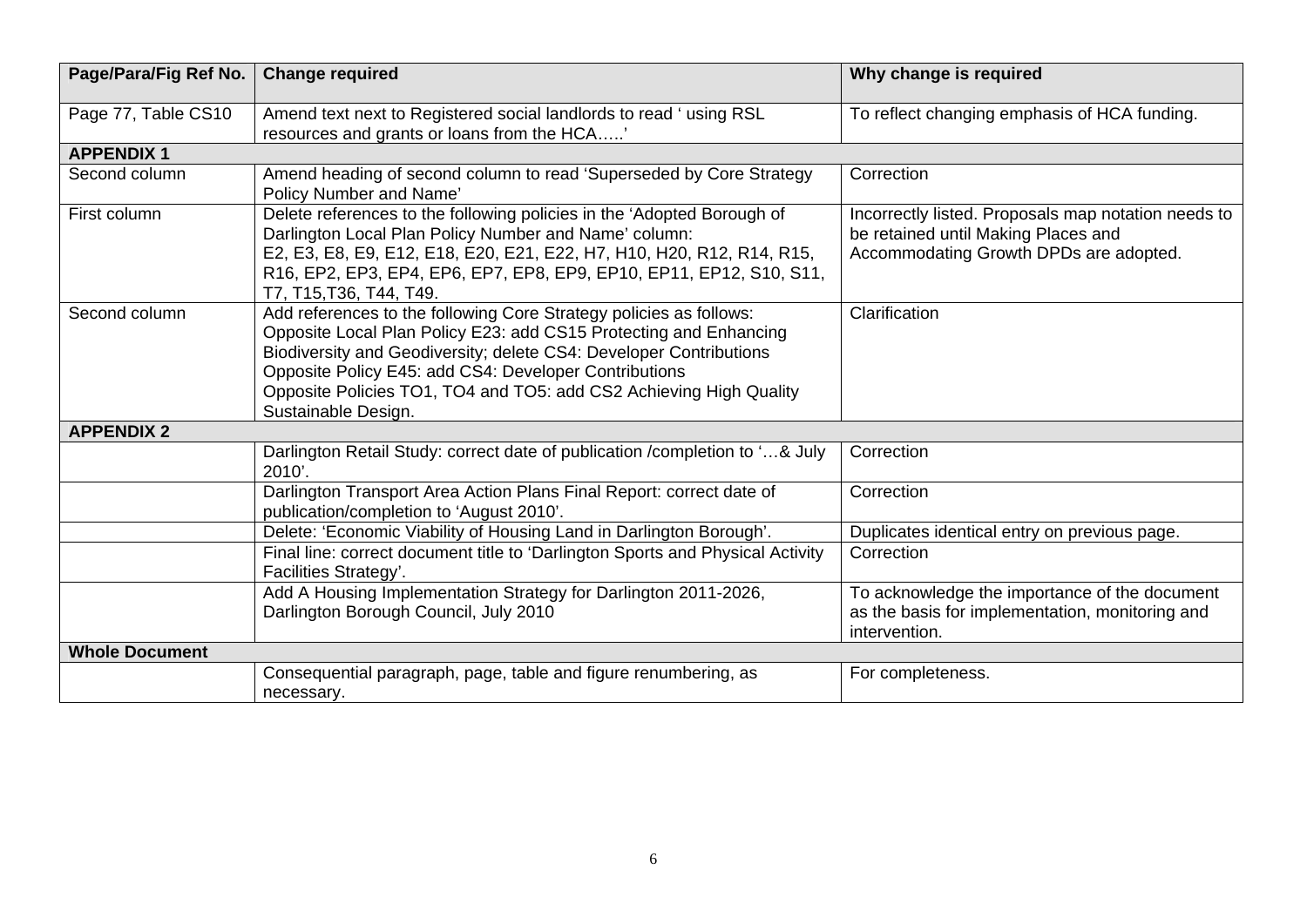| Page/Para/Fig Ref No. | Change required | Why change is required |
|---|---|---|
| Page 77, Table CS10 | Amend text next to Registered social landlords to read ' using RSL resources and grants or loans from the HCA…..' | To reflect changing emphasis of HCA funding. |
| **APPENDIX 1** | | |
| Second column | Amend heading of second column to read 'Superseded by Core Strategy Policy Number and Name' | Correction |
| First column | Delete references to the following policies in the 'Adopted Borough of Darlington Local Plan Policy Number and Name' column: E2, E3, E8, E9, E12, E18, E20, E21, E22, H7, H10, H20, R12, R14, R15, R16, EP2, EP3, EP4, EP6, EP7, EP8, EP9, EP10, EP11, EP12, S10, S11, T7, T15,T36, T44, T49. | Incorrectly listed. Proposals map notation needs to be retained until Making Places and Accommodating Growth DPDs are adopted. |
| Second column | Add references to the following Core Strategy policies as follows: Opposite Local Plan Policy E23: add CS15 Protecting and Enhancing Biodiversity and Geodiversity; delete CS4: Developer Contributions Opposite Policy E45: add CS4: Developer Contributions Opposite Policies TO1, TO4 and TO5: add CS2 Achieving High Quality Sustainable Design. | Clarification |
| **APPENDIX 2** | | |
| | Darlington Retail Study: correct date of publication /completion to '…& July 2010'. | Correction |
| | Darlington Transport Area Action Plans Final Report: correct date of publication/completion to 'August 2010'. | Correction |
| | Delete: 'Economic Viability of Housing Land in Darlington Borough'. | Duplicates identical entry on previous page. |
| | Final line: correct document title to 'Darlington Sports and Physical Activity Facilities Strategy'. | Correction |
| | Add A Housing Implementation Strategy for Darlington 2011-2026, Darlington Borough Council, July 2010 | To acknowledge the importance of the document as the basis for implementation, monitoring and intervention. |
| **Whole Document** | | |
| | Consequential paragraph, page, table and figure renumbering, as necessary. | For completeness. |